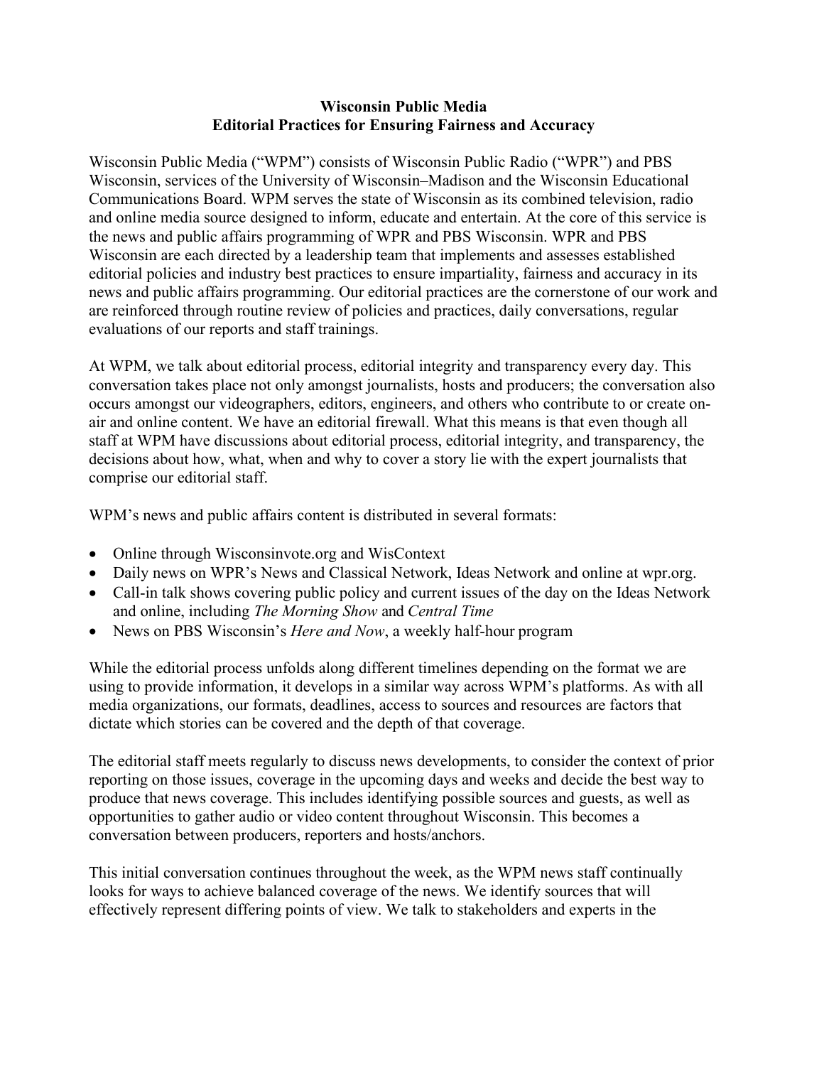**Wisconsin Public Media**
**Editorial Practices for Ensuring Fairness and Accuracy**

Wisconsin Public Media ("WPM") consists of Wisconsin Public Radio ("WPR") and PBS Wisconsin, services of the University of Wisconsin–Madison and the Wisconsin Educational Communications Board. WPM serves the state of Wisconsin as its combined television, radio and online media source designed to inform, educate and entertain. At the core of this service is the news and public affairs programming of WPR and PBS Wisconsin. WPR and PBS Wisconsin are each directed by a leadership team that implements and assesses established editorial policies and industry best practices to ensure impartiality, fairness and accuracy in its news and public affairs programming. Our editorial practices are the cornerstone of our work and are reinforced through routine review of policies and practices, daily conversations, regular evaluations of our reports and staff trainings.

At WPM, we talk about editorial process, editorial integrity and transparency every day. This conversation takes place not only amongst journalists, hosts and producers; the conversation also occurs amongst our videographers, editors, engineers, and others who contribute to or create on-air and online content. We have an editorial firewall. What this means is that even though all staff at WPM have discussions about editorial process, editorial integrity, and transparency, the decisions about how, what, when and why to cover a story lie with the expert journalists that comprise our editorial staff.

WPM's news and public affairs content is distributed in several formats:

- Online through Wisconsinvote.org and WisContext
- Daily news on WPR's News and Classical Network, Ideas Network and online at wpr.org.
- Call-in talk shows covering public policy and current issues of the day on the Ideas Network and online, including *The Morning Show* and *Central Time*
- News on PBS Wisconsin's *Here and Now*, a weekly half-hour program

While the editorial process unfolds along different timelines depending on the format we are using to provide information, it develops in a similar way across WPM's platforms. As with all media organizations, our formats, deadlines, access to sources and resources are factors that dictate which stories can be covered and the depth of that coverage.

The editorial staff meets regularly to discuss news developments, to consider the context of prior reporting on those issues, coverage in the upcoming days and weeks and decide the best way to produce that news coverage. This includes identifying possible sources and guests, as well as opportunities to gather audio or video content throughout Wisconsin. This becomes a conversation between producers, reporters and hosts/anchors.

This initial conversation continues throughout the week, as the WPM news staff continually looks for ways to achieve balanced coverage of the news. We identify sources that will effectively represent differing points of view. We talk to stakeholders and experts in the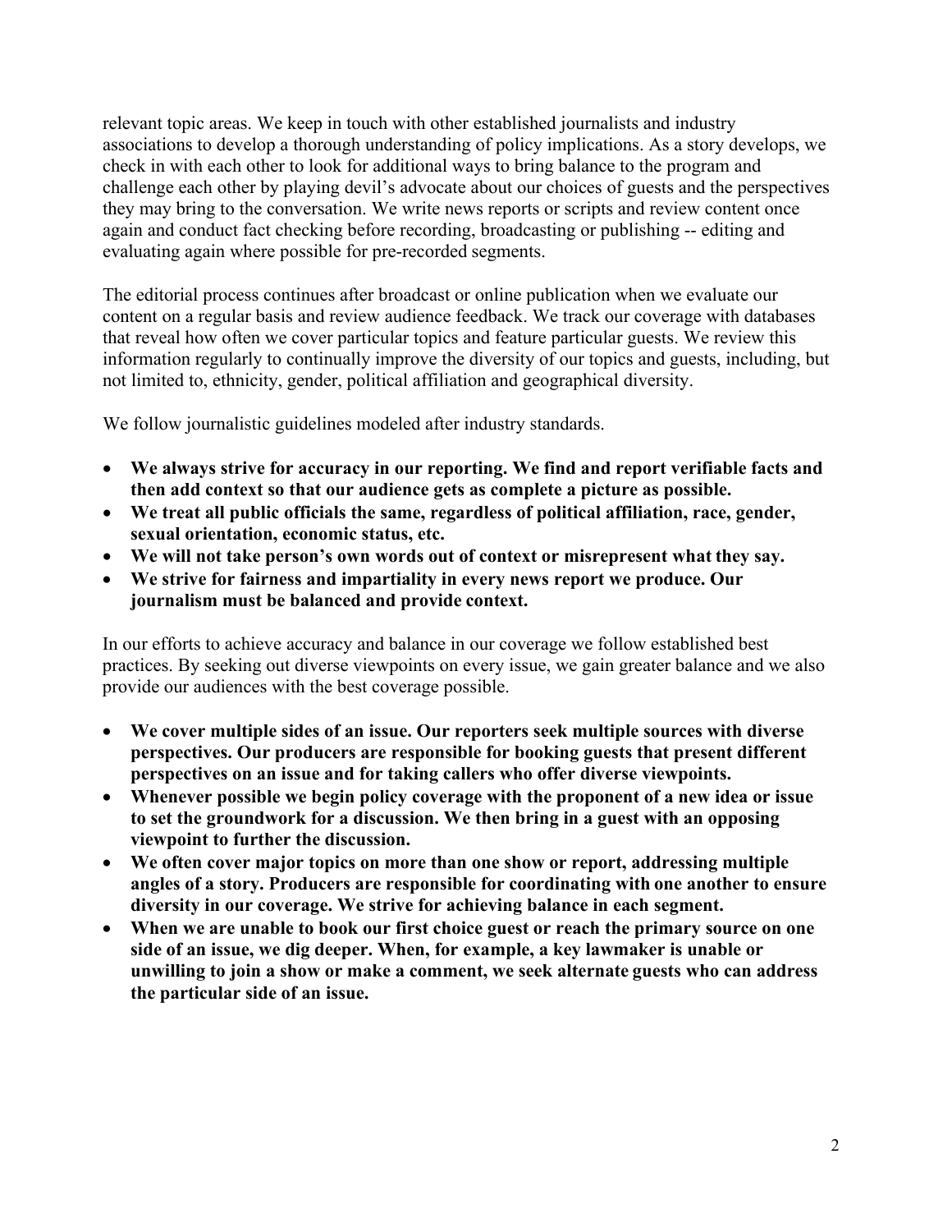relevant topic areas. We keep in touch with other established journalists and industry associations to develop a thorough understanding of policy implications. As a story develops, we check in with each other to look for additional ways to bring balance to the program and challenge each other by playing devil's advocate about our choices of guests and the perspectives they may bring to the conversation. We write news reports or scripts and review content once again and conduct fact checking before recording, broadcasting or publishing -- editing and evaluating again where possible for pre-recorded segments.

The editorial process continues after broadcast or online publication when we evaluate our content on a regular basis and review audience feedback. We track our coverage with databases that reveal how often we cover particular topics and feature particular guests. We review this information regularly to continually improve the diversity of our topics and guests, including, but not limited to, ethnicity, gender, political affiliation and geographical diversity.

We follow journalistic guidelines modeled after industry standards.

- **We always strive for accuracy in our reporting. We find and report verifiable facts and then add context so that our audience gets as complete a picture as possible.**
- **We treat all public officials the same, regardless of political affiliation, race, gender, sexual orientation, economic status, etc.**
- **We will not take person's own words out of context or misrepresent what they say.**
- **We strive for fairness and impartiality in every news report we produce. Our journalism must be balanced and provide context.**

In our efforts to achieve accuracy and balance in our coverage we follow established best practices. By seeking out diverse viewpoints on every issue, we gain greater balance and we also provide our audiences with the best coverage possible.

- **We cover multiple sides of an issue. Our reporters seek multiple sources with diverse perspectives. Our producers are responsible for booking guests that present different perspectives on an issue and for taking callers who offer diverse viewpoints.**
- **Whenever possible we begin policy coverage with the proponent of a new idea or issue to set the groundwork for a discussion. We then bring in a guest with an opposing viewpoint to further the discussion.**
- **We often cover major topics on more than one show or report, addressing multiple angles of a story. Producers are responsible for coordinating with one another to ensure diversity in our coverage. We strive for achieving balance in each segment.**
- **When we are unable to book our first choice guest or reach the primary source on one side of an issue, we dig deeper. When, for example, a key lawmaker is unable or unwilling to join a show or make a comment, we seek alternate guests who can address the particular side of an issue.**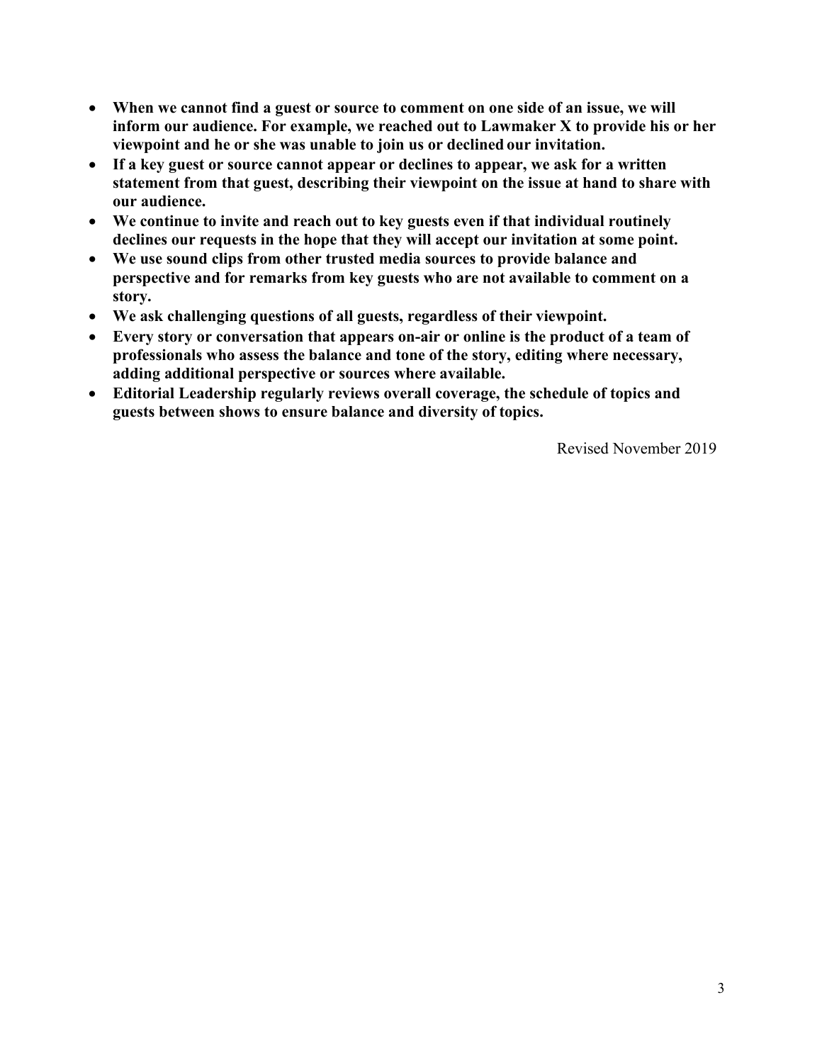- **When we cannot find a guest or source to comment on one side of an issue, we will inform our audience. For example, we reached out to Lawmaker X to provide his or her viewpoint and he or she was unable to join us or declined our invitation.**
- **If a key guest or source cannot appear or declines to appear, we ask for a written statement from that guest, describing their viewpoint on the issue at hand to share with our audience.**
- **We continue to invite and reach out to key guests even if that individual routinely declines our requests in the hope that they will accept our invitation at some point.**
- **We use sound clips from other trusted media sources to provide balance and perspective and for remarks from key guests who are not available to comment on a story.**
- **We ask challenging questions of all guests, regardless of their viewpoint.**
- **Every story or conversation that appears on-air or online is the product of a team of professionals who assess the balance and tone of the story, editing where necessary, adding additional perspective or sources where available.**
- **Editorial Leadership regularly reviews overall coverage, the schedule of topics and guests between shows to ensure balance and diversity of topics.**

Revised November 2019